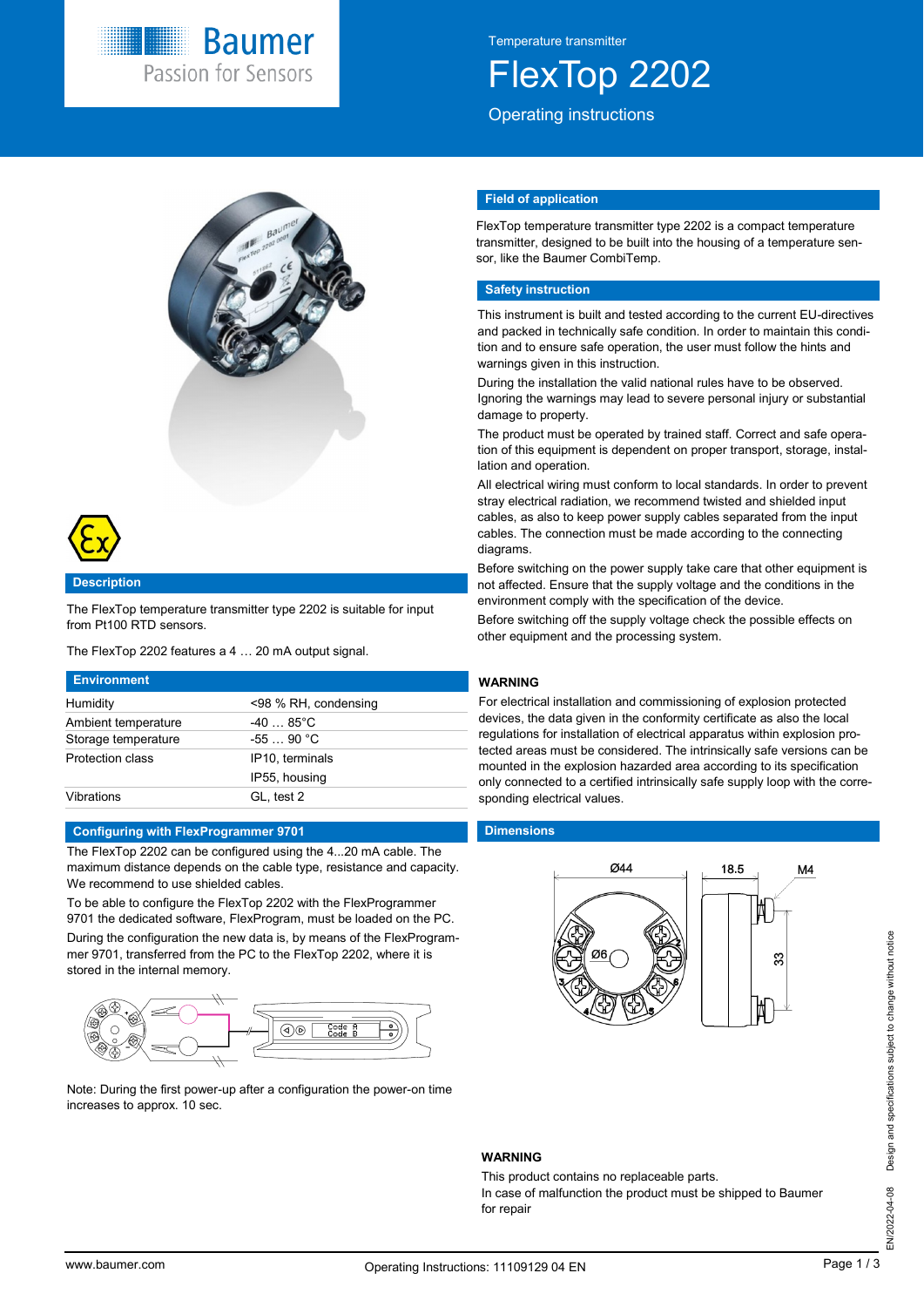Temperature transmitter

# FlexTop 2202

Operating instructions

## Description

The FlexTop temperature transmitter type 2202 is suitable for input from Pt100 RTD sensors.

The FlexTop 2202 features a 4 … 20 mA output signal.

## Environment

| | |
|---|---|
| Humidity | <98 % RH, condensing |
| Ambient temperature | -40 … 85°C |
| Storage temperature | -55 … 90 °C |
| Protection class | IP10, terminals |
| | IP55, housing |
| Vibrations | GL, test 2 |

## Configuring with FlexProgrammer 9701

The FlexTop 2202 can be configured using the 4...20 mA cable. The maximum distance depends on the cable type, resistance and capacity. We recommend to use shielded cables.

To be able to configure the FlexTop 2202 with the FlexProgrammer 9701 the dedicated software, FlexProgram, must be loaded on the PC.

During the configuration the new data is, by means of the FlexProgrammer 9701, transferred from the PC to the FlexTop 2202, where it is stored in the internal memory.

Note: During the first power-up after a configuration the power-on time increases to approx. 10 sec.

## Field of application

FlexTop temperature transmitter type 2202 is a compact temperature transmitter, designed to be built into the housing of a temperature sensor, like the Baumer CombiTemp.

## Safety instruction

This instrument is built and tested according to the current EU-directives and packed in technically safe condition. In order to maintain this condition and to ensure safe operation, the user must follow the hints and warnings given in this instruction.

During the installation the valid national rules have to be observed. Ignoring the warnings may lead to severe personal injury or substantial damage to property.

The product must be operated by trained staff. Correct and safe operation of this equipment is dependent on proper transport, storage, installation and operation.

All electrical wiring must conform to local standards. In order to prevent stray electrical radiation, we recommend twisted and shielded input cables, as also to keep power supply cables separated from the input cables. The connection must be made according to the connecting diagrams.

Before switching on the power supply take care that other equipment is not affected. Ensure that the supply voltage and the conditions in the environment comply with the specification of the device.

Before switching off the supply voltage check the possible effects on other equipment and the processing system.

**WARNING**

For electrical installation and commissioning of explosion protected devices, the data given in the conformity certificate as also the local regulations for installation of electrical apparatus within explosion protected areas must be considered. The intrinsically safe versions can be mounted in the explosion hazarded area according to its specification only connected to a certified intrinsically safe supply loop with the corresponding electrical values.

## Dimensions

Ø44, Ø6, 18.5, M4, 33

**WARNING**

This product contains no replaceable parts.
In case of malfunction the product must be shipped to Baumer for repair

Design and specifications subject to change without notice

EN/2022-04-08

www.baumer.com

Operating Instructions: 11109129 04 EN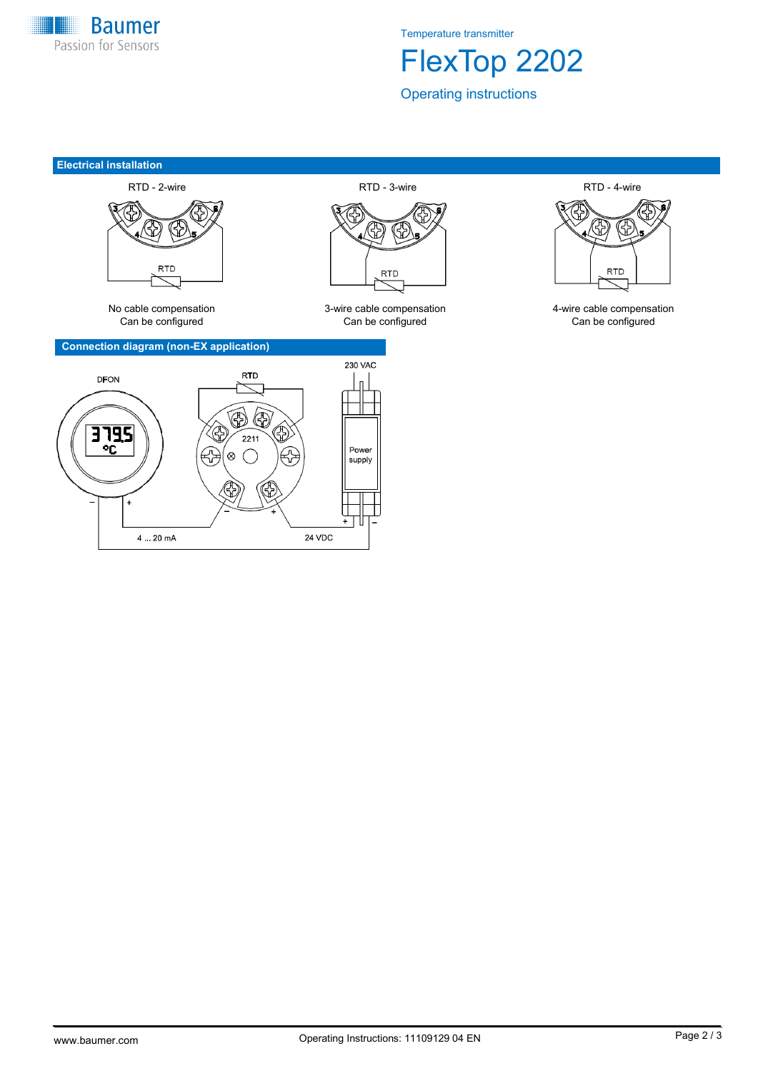Temperature transmitter

# FlexTop 2202

Operating instructions

## Electrical installation

| RTD - 2-wire | RTD - 3-wire | RTD - 4-wire |
| --- | --- | --- |
| No cable compensation<br>Can be configured | 3-wire cable compensation<br>Can be configured | 4-wire cable compensation<br>Can be configured |

## Connection diagram (non-EX application)

DFON

RTD

2211

230 VAC

Power supply

4 ... 20 mA

24 VDC

Operating Instructions: 11109129 04 EN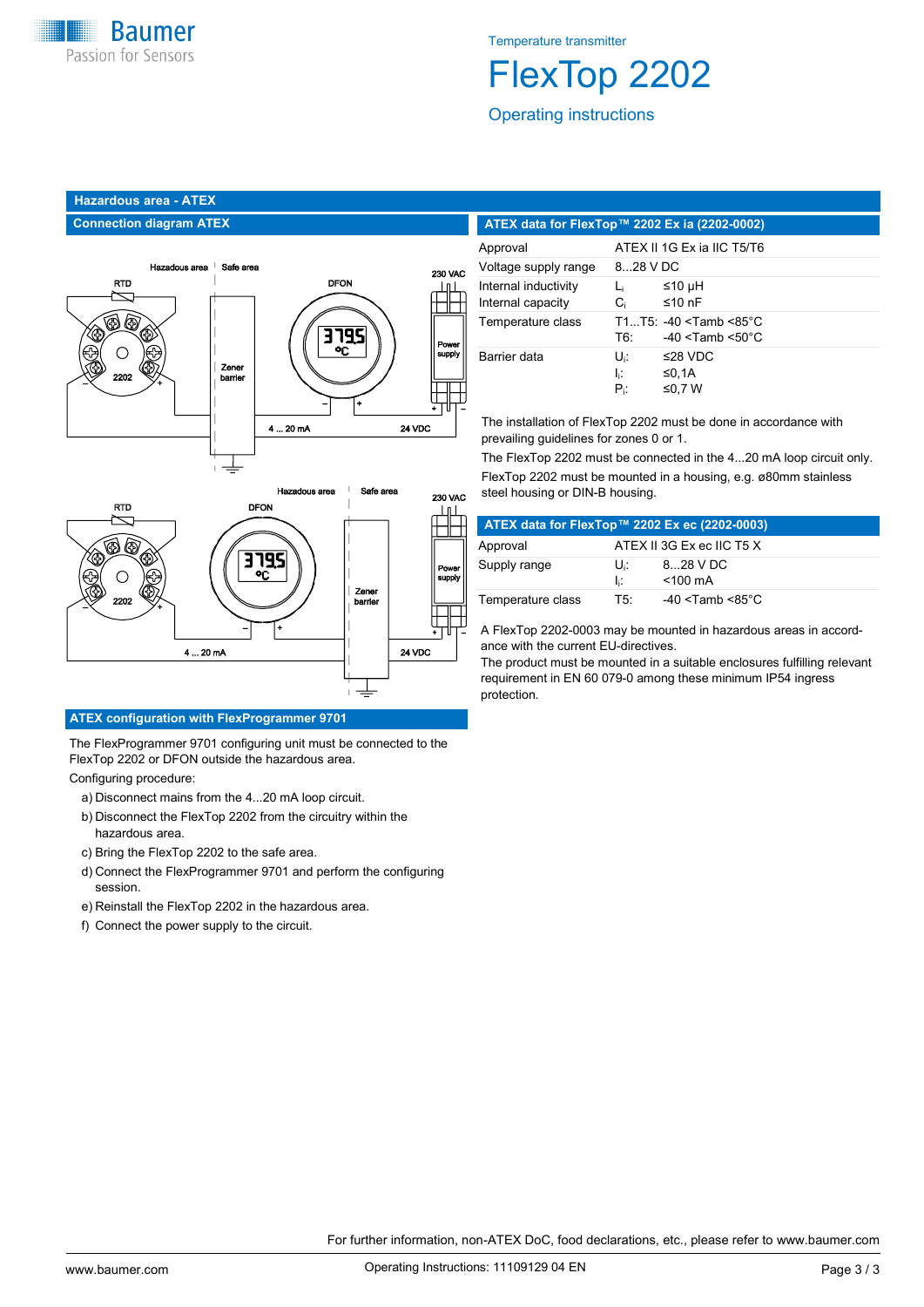# Hazardous area - ATEX

## Connection diagram ATEX

Hazardous area | Safe area

RTD

DFON

230 VAC

Power supply

Zener barrier

2202

4 ... 20 mA

24 VDC

Hazardous area | Safe area

RTD

DFON

230 VAC

Power supply

Zener barrier

2202

4 ... 20 mA

24 VDC

## ATEX configuration with FlexProgrammer 9701

The FlexProgrammer 9701 configuring unit must be connected to the FlexTop 2202 or DFON outside the hazardous area.

Configuring procedure:

a) Disconnect mains from the 4...20 mA loop circuit.
b) Disconnect the FlexTop 2202 from the circuitry within the hazardous area.
c) Bring the FlexTop 2202 to the safe area.
d) Connect the FlexProgrammer 9701 and perform the configuring session.
e) Reinstall the FlexTop 2202 in the hazardous area.
f) Connect the power supply to the circuit.

## ATEX data for FlexTop™ 2202 Ex ia (2202-0002)

| | | |
|---|---|---|
| Approval | ATEX II 1G Ex ia IIC T5/T6 | |
| Voltage supply range | 8...28 V DC | |
| Internal inductivity | $L_i$ | ≤10 µH |
| Internal capacity | $C_i$ | ≤10 nF |
| Temperature class | T1...T5: | -40 <Tamb <85°C |
| | T6: | -40 <Tamb <50°C |
| Barrier data | $U_i$: | ≤28 VDC |
| | $I_i$: | ≤0,1A |
| | $P_i$: | ≤0,7 W |

The installation of FlexTop 2202 must be done in accordance with prevailing guidelines for zones 0 or 1.

The FlexTop 2202 must be connected in the 4...20 mA loop circuit only.

FlexTop 2202 must be mounted in a housing, e.g. ø80mm stainless steel housing or DIN-B housing.

## ATEX data for FlexTop™ 2202 Ex ec (2202-0003)

| | | |
|---|---|---|
| Approval | ATEX II 3G Ex ec IIC T5 X | |
| Supply range | $U_i$: | 8...28 V DC |
| | $I_i$: | <100 mA |
| Temperature class | T5: | -40 <Tamb <85°C |

A FlexTop 2202-0003 may be mounted in hazardous areas in accordance with the current EU-directives.

The product must be mounted in a suitable enclosures fulfilling relevant requirement in EN 60 079-0 among these minimum IP54 ingress protection.

For further information, non-ATEX DoC, food declarations, etc., please refer to www.baumer.com